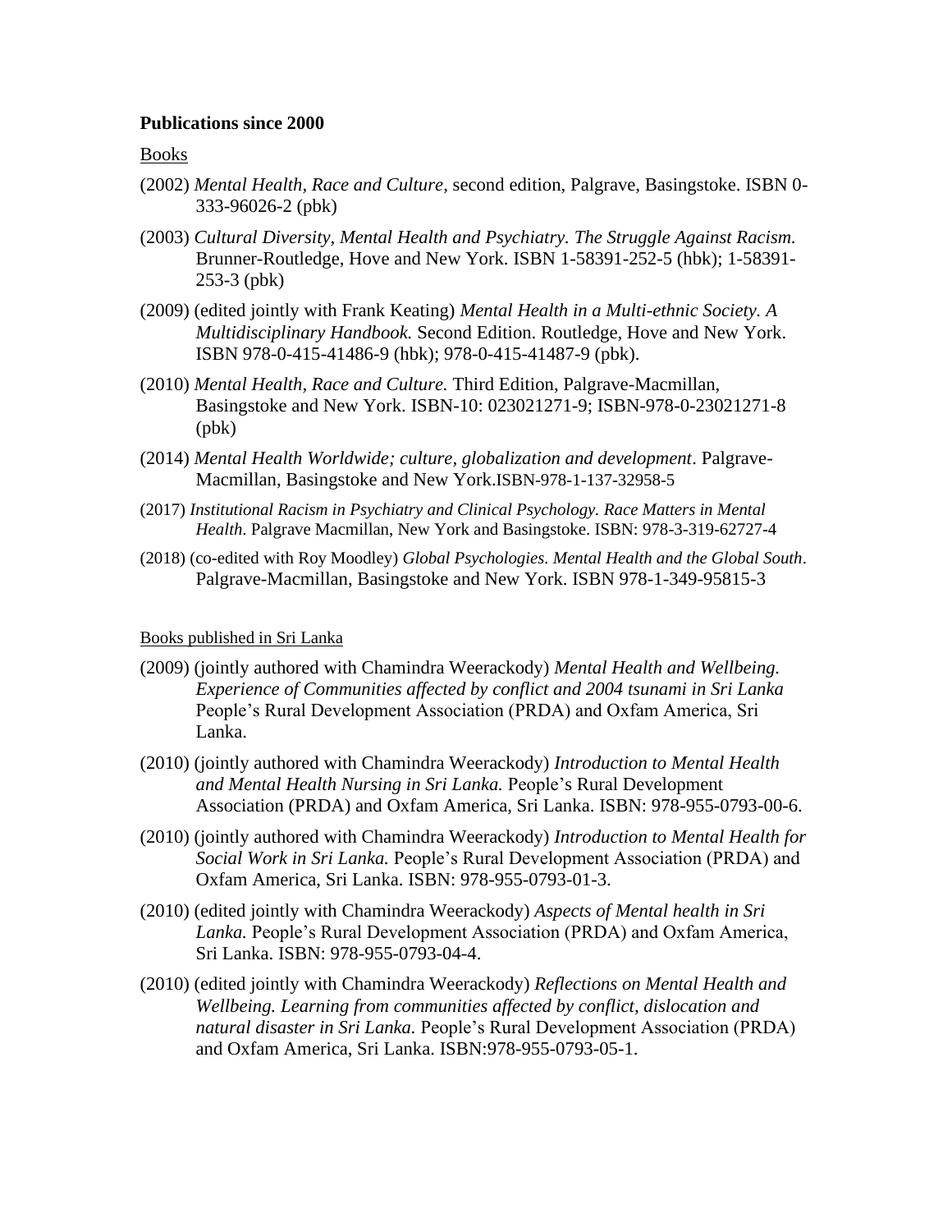**Publications since 2000**

Books

- (2002) *Mental Health, Race and Culture*, second edition, Palgrave, Basingstoke. ISBN 0-333-96026-2 (pbk)
- (2003) *Cultural Diversity, Mental Health and Psychiatry. The Struggle Against Racism.* Brunner-Routledge, Hove and New York. ISBN 1-58391-252-5 (hbk); 1-58391-253-3 (pbk)
- (2009) (edited jointly with Frank Keating) *Mental Health in a Multi-ethnic Society. A Multidisciplinary Handbook.* Second Edition. Routledge, Hove and New York. ISBN 978-0-415-41486-9 (hbk); 978-0-415-41487-9 (pbk).
- (2010) *Mental Health, Race and Culture.* Third Edition, Palgrave-Macmillan, Basingstoke and New York. ISBN-10: 023021271-9; ISBN-978-0-23021271-8 (pbk)
- (2014) *Mental Health Worldwide; culture, globalization and development*. Palgrave-Macmillan, Basingstoke and New York.ISBN-978-1-137-32958-5
- (2017) *Institutional Racism in Psychiatry and Clinical Psychology. Race Matters in Mental Health*. Palgrave Macmillan, New York and Basingstoke. ISBN: 978-3-319-62727-4
- (2018) (co-edited with Roy Moodley) *Global Psychologies. Mental Health and the Global South*. Palgrave-Macmillan, Basingstoke and New York. ISBN 978-1-349-95815-3

Books published in Sri Lanka

- (2009) (jointly authored with Chamindra Weerackody) *Mental Health and Wellbeing. Experience of Communities affected by conflict and 2004 tsunami in Sri Lanka* People's Rural Development Association (PRDA) and Oxfam America, Sri Lanka.
- (2010) (jointly authored with Chamindra Weerackody) *Introduction to Mental Health and Mental Health Nursing in Sri Lanka.* People's Rural Development Association (PRDA) and Oxfam America, Sri Lanka. ISBN: 978-955-0793-00-6.
- (2010) (jointly authored with Chamindra Weerackody) *Introduction to Mental Health for Social Work in Sri Lanka.* People's Rural Development Association (PRDA) and Oxfam America, Sri Lanka. ISBN: 978-955-0793-01-3.
- (2010) (edited jointly with Chamindra Weerackody) *Aspects of Mental health in Sri Lanka.* People's Rural Development Association (PRDA) and Oxfam America, Sri Lanka. ISBN: 978-955-0793-04-4.
- (2010) (edited jointly with Chamindra Weerackody) *Reflections on Mental Health and Wellbeing. Learning from communities affected by conflict, dislocation and natural disaster in Sri Lanka.* People's Rural Development Association (PRDA) and Oxfam America, Sri Lanka. ISBN:978-955-0793-05-1.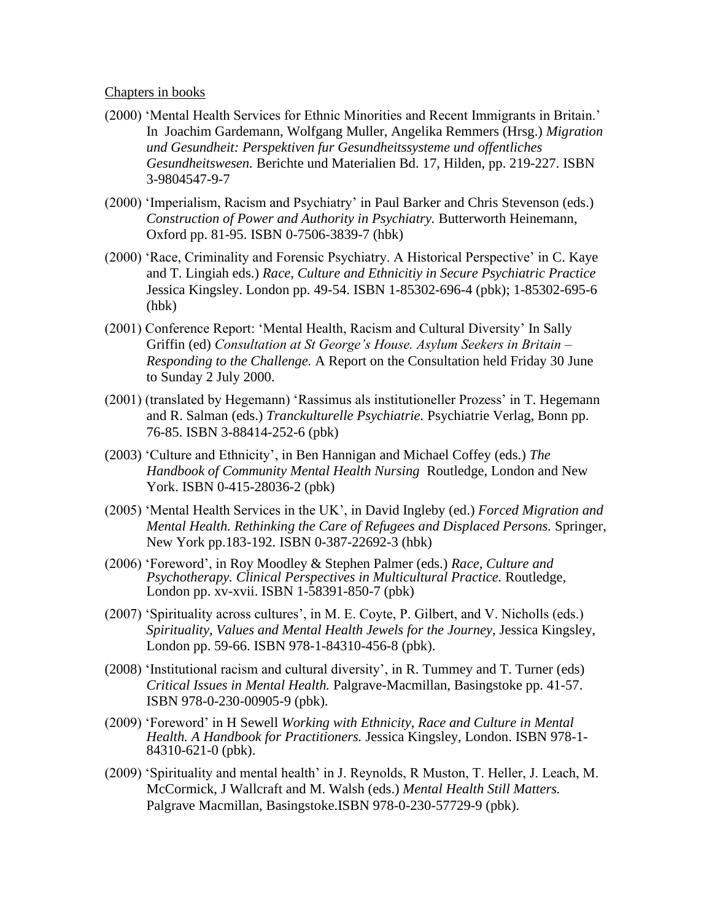Chapters in books

- (2000) 'Mental Health Services for Ethnic Minorities and Recent Immigrants in Britain.' In Joachim Gardemann, Wolfgang Muller, Angelika Remmers (Hrsg.) *Migration und Gesundheit: Perspektiven fur Gesundheitssysteme und offentliches Gesundheitswesen.* Berichte und Materialien Bd. 17, Hilden, pp. 219-227. ISBN 3-9804547-9-7
- (2000) 'Imperialism, Racism and Psychiatry' in Paul Barker and Chris Stevenson (eds.) *Construction of Power and Authority in Psychiatry.* Butterworth Heinemann, Oxford pp. 81-95. ISBN 0-7506-3839-7 (hbk)
- (2000) 'Race, Criminality and Forensic Psychiatry. A Historical Perspective' in C. Kaye and T. Lingiah eds.) *Race, Culture and Ethnicitiy in Secure Psychiatric Practice* Jessica Kingsley. London pp. 49-54. ISBN 1-85302-696-4 (pbk); 1-85302-695-6 (hbk)
- (2001) Conference Report: 'Mental Health, Racism and Cultural Diversity' In Sally Griffin (ed) *Consultation at St George's House. Asylum Seekers in Britain – Responding to the Challenge.* A Report on the Consultation held Friday 30 June to Sunday 2 July 2000.
- (2001) (translated by Hegemann) 'Rassimus als institutioneller Prozess' in T. Hegemann and R. Salman (eds.) *Tranckulturelle Psychiatrie.* Psychiatrie Verlag, Bonn pp. 76-85. ISBN 3-88414-252-6 (pbk)
- (2003) 'Culture and Ethnicity', in Ben Hannigan and Michael Coffey (eds.) *The Handbook of Community Mental Health Nursing* Routledge, London and New York. ISBN 0-415-28036-2 (pbk)
- (2005) 'Mental Health Services in the UK', in David Ingleby (ed.) *Forced Migration and Mental Health. Rethinking the Care of Refugees and Displaced Persons.* Springer, New York pp.183-192. ISBN 0-387-22692-3 (hbk)
- (2006) 'Foreword', in Roy Moodley & Stephen Palmer (eds.) *Race, Culture and Psychotherapy. Clinical Perspectives in Multicultural Practice.* Routledge, London pp. xv-xvii. ISBN 1-58391-850-7 (pbk)
- (2007) 'Spirituality across cultures', in M. E. Coyte, P. Gilbert, and V. Nicholls (eds.) *Spirituality, Values and Mental Health Jewels for the Journey,* Jessica Kingsley, London pp. 59-66. ISBN 978-1-84310-456-8 (pbk).
- (2008) 'Institutional racism and cultural diversity', in R. Tummey and T. Turner (eds) *Critical Issues in Mental Health.* Palgrave-Macmillan, Basingstoke pp. 41-57. ISBN 978-0-230-00905-9 (pbk).
- (2009) 'Foreword' in H Sewell *Working with Ethnicity, Race and Culture in Mental Health. A Handbook for Practitioners.* Jessica Kingsley, London. ISBN 978-1-84310-621-0 (pbk).
- (2009) 'Spirituality and mental health' in J. Reynolds, R Muston, T. Heller, J. Leach, M. McCormick, J Wallcraft and M. Walsh (eds.) *Mental Health Still Matters.* Palgrave Macmillan, Basingstoke.ISBN 978-0-230-57729-9 (pbk).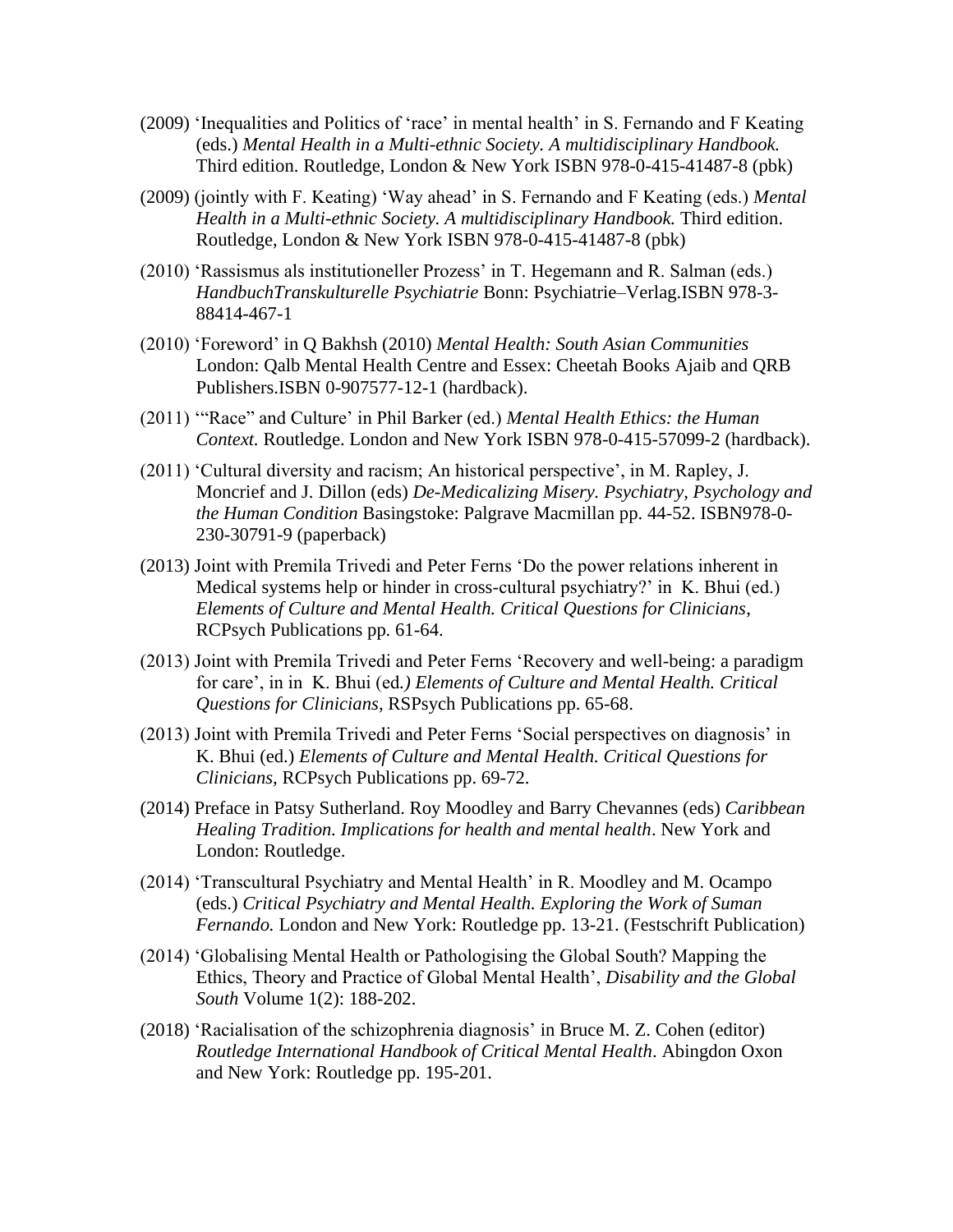(2009) 'Inequalities and Politics of 'race' in mental health' in S. Fernando and F Keating (eds.) *Mental Health in a Multi-ethnic Society. A multidisciplinary Handbook.* Third edition. Routledge, London & New York ISBN 978-0-415-41487-8 (pbk)

(2009) (jointly with F. Keating) 'Way ahead' in S. Fernando and F Keating (eds.) *Mental Health in a Multi-ethnic Society. A multidisciplinary Handbook.* Third edition. Routledge, London & New York ISBN 978-0-415-41487-8 (pbk)

(2010) 'Rassismus als institutioneller Prozess' in T. Hegemann and R. Salman (eds.) *HandbuchTranskulturelle Psychiatrie* Bonn: Psychiatrie–Verlag.ISBN 978-3-88414-467-1

(2010) 'Foreword' in Q Bakhsh (2010) *Mental Health: South Asian Communities* London: Qalb Mental Health Centre and Essex: Cheetah Books Ajaib and QRB Publishers.ISBN 0-907577-12-1 (hardback).

(2011) '"Race" and Culture' in Phil Barker (ed.) *Mental Health Ethics: the Human Context.* Routledge. London and New York ISBN 978-0-415-57099-2 (hardback).

(2011) 'Cultural diversity and racism; An historical perspective', in M. Rapley, J. Moncrief and J. Dillon (eds) *De-Medicalizing Misery. Psychiatry, Psychology and the Human Condition* Basingstoke: Palgrave Macmillan pp. 44-52. ISBN978-0-230-30791-9 (paperback)

(2013) Joint with Premila Trivedi and Peter Ferns 'Do the power relations inherent in Medical systems help or hinder in cross-cultural psychiatry?' in K. Bhui (ed.) *Elements of Culture and Mental Health. Critical Questions for Clinicians*, RCPsych Publications pp. 61-64.

(2013) Joint with Premila Trivedi and Peter Ferns 'Recovery and well-being: a paradigm for care', in in K. Bhui (ed*.) Elements of Culture and Mental Health. Critical Questions for Clinicians*, RSPsych Publications pp. 65-68.

(2013) Joint with Premila Trivedi and Peter Ferns 'Social perspectives on diagnosis' in K. Bhui (ed.) *Elements of Culture and Mental Health. Critical Questions for Clinicians*, RCPsych Publications pp. 69-72.

(2014) Preface in Patsy Sutherland. Roy Moodley and Barry Chevannes (eds) *Caribbean Healing Tradition. Implications for health and mental health*. New York and London: Routledge.

(2014) 'Transcultural Psychiatry and Mental Health' in R. Moodley and M. Ocampo (eds.) *Critical Psychiatry and Mental Health. Exploring the Work of Suman Fernando.* London and New York: Routledge pp. 13-21. (Festschrift Publication)

(2014) 'Globalising Mental Health or Pathologising the Global South? Mapping the Ethics, Theory and Practice of Global Mental Health', *Disability and the Global South* Volume 1(2): 188-202.

(2018) 'Racialisation of the schizophrenia diagnosis' in Bruce M. Z. Cohen (editor) *Routledge International Handbook of Critical Mental Health*. Abingdon Oxon and New York: Routledge pp. 195-201.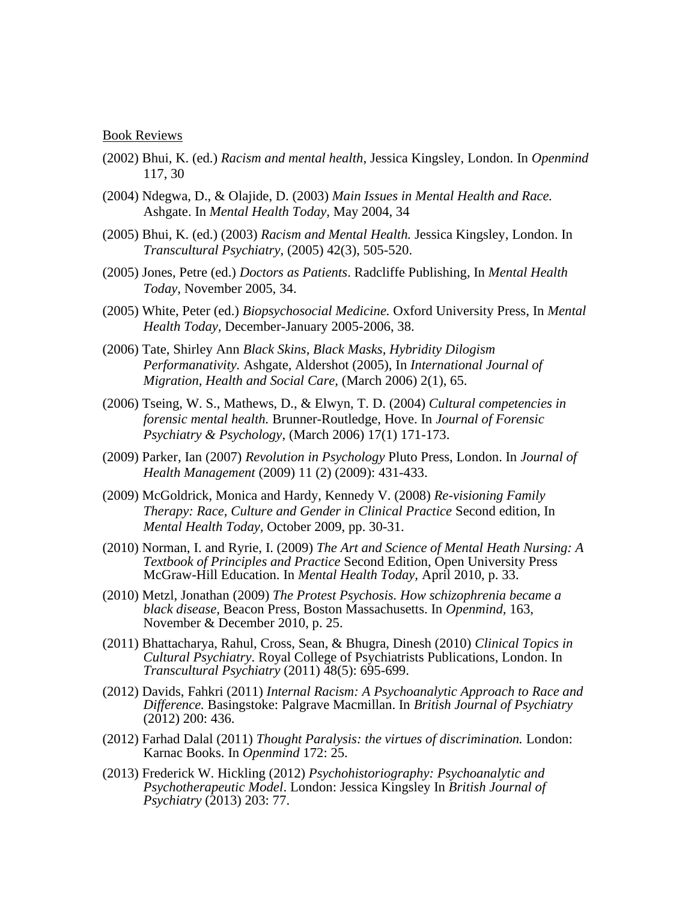Book Reviews

(2002) Bhui, K. (ed.) *Racism and mental health*, Jessica Kingsley, London. In *Openmind* 117, 30

(2004) Ndegwa, D., & Olajide, D. (2003) *Main Issues in Mental Health and Race.* Ashgate. In *Mental Health Today,* May 2004, 34

(2005) Bhui, K. (ed.) (2003) *Racism and Mental Health.* Jessica Kingsley, London. In *Transcultural Psychiatry,* (2005) 42(3), 505-520.

(2005) Jones, Petre (ed.) *Doctors as Patients*. Radcliffe Publishing, In *Mental Health Today*, November 2005, 34.

(2005) White, Peter (ed.) *Biopsychosocial Medicine.* Oxford University Press, In *Mental Health Today,* December-January 2005-2006, 38.

(2006) Tate, Shirley Ann *Black Skins, Black Masks, Hybridity Dilogism Performanativity.* Ashgate, Aldershot (2005), In *International Journal of Migration, Health and Social Care,* (March 2006) 2(1), 65.

(2006) Tseing, W. S., Mathews, D., & Elwyn, T. D. (2004) *Cultural competencies in forensic mental health.* Brunner-Routledge, Hove. In *Journal of Forensic Psychiatry & Psychology*, (March 2006) 17(1) 171-173.

(2009) Parker, Ian (2007) *Revolution in Psychology* Pluto Press, London. In *Journal of Health Management* (2009) 11 (2) (2009): 431-433.

(2009) McGoldrick, Monica and Hardy, Kennedy V. (2008) *Re-visioning Family Therapy: Race, Culture and Gender in Clinical Practice* Second edition, In *Mental Health Today,* October 2009, pp. 30-31.

(2010) Norman, I. and Ryrie, I. (2009) *The Art and Science of Mental Heath Nursing: A Textbook of Principles and Practice* Second Edition, Open University Press McGraw-Hill Education. In *Mental Health Today,* April 2010, p. 33.

(2010) Metzl, Jonathan (2009) *The Protest Psychosis. How schizophrenia became a black disease,* Beacon Press, Boston Massachusetts. In *Openmind,* 163, November & December 2010, p. 25.

(2011) Bhattacharya, Rahul, Cross, Sean, & Bhugra, Dinesh (2010) *Clinical Topics in Cultural Psychiatry*. Royal College of Psychiatrists Publications, London. In *Transcultural Psychiatry* (2011) 48(5): 695-699.

(2012) Davids, Fahkri (2011) *Internal Racism: A Psychoanalytic Approach to Race and Difference.* Basingstoke: Palgrave Macmillan. In *British Journal of Psychiatry* (2012) 200: 436.

(2012) Farhad Dalal (2011) *Thought Paralysis: the virtues of discrimination.* London: Karnac Books. In *Openmind* 172: 25.

(2013) Frederick W. Hickling (2012) *Psychohistoriography: Psychoanalytic and Psychotherapeutic Model*. London: Jessica Kingsley In *British Journal of Psychiatry* (2013) 203: 77.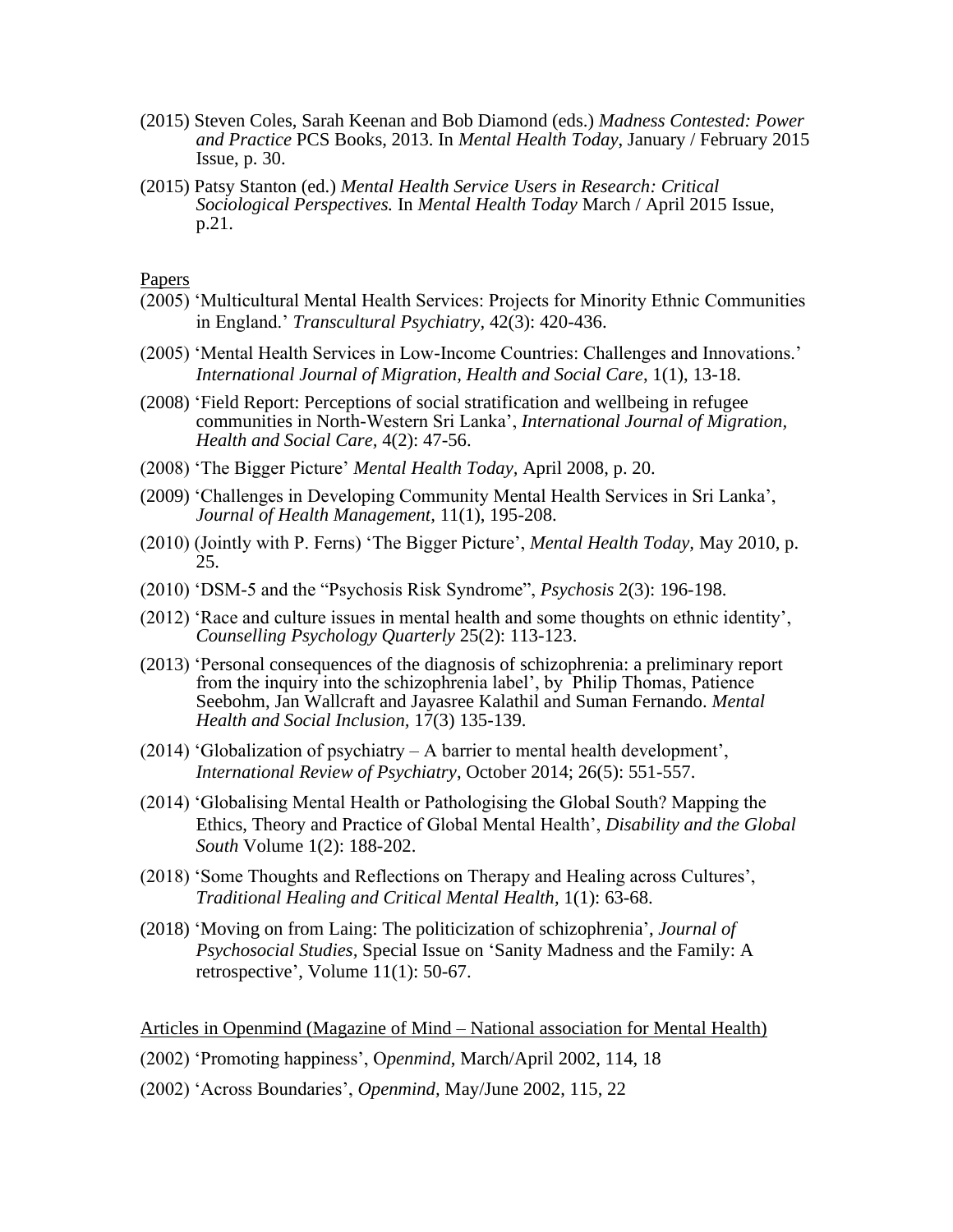(2015) Steven Coles, Sarah Keenan and Bob Diamond (eds.) *Madness Contested: Power and Practice* PCS Books, 2013. In *Mental Health Today*, January / February 2015 Issue, p. 30.

(2015) Patsy Stanton (ed.) *Mental Health Service Users in Research: Critical Sociological Perspectives.* In *Mental Health Today* March / April 2015 Issue, p.21.

Papers

(2005) 'Multicultural Mental Health Services: Projects for Minority Ethnic Communities in England.' *Transcultural Psychiatry*, 42(3): 420-436.

(2005) 'Mental Health Services in Low-Income Countries: Challenges and Innovations.' *International Journal of Migration, Health and Social Care*, 1(1), 13-18.

(2008) 'Field Report: Perceptions of social stratification and wellbeing in refugee communities in North-Western Sri Lanka', *International Journal of Migration, Health and Social Care*, 4(2): 47-56.

(2008) 'The Bigger Picture' *Mental Health Today,* April 2008, p. 20.

(2009) 'Challenges in Developing Community Mental Health Services in Sri Lanka', *Journal of Health Management*, 11(1), 195-208.

(2010) (Jointly with P. Ferns) 'The Bigger Picture', *Mental Health Today*, May 2010, p. 25.

(2010) 'DSM-5 and the "Psychosis Risk Syndrome", *Psychosis* 2(3): 196-198.

(2012) 'Race and culture issues in mental health and some thoughts on ethnic identity', *Counselling Psychology Quarterly* 25(2): 113-123.

(2013) 'Personal consequences of the diagnosis of schizophrenia: a preliminary report from the inquiry into the schizophrenia label', by Philip Thomas, Patience Seebohm, Jan Wallcraft and Jayasree Kalathil and Suman Fernando. *Mental Health and Social Inclusion,* 17(3) 135-139.

(2014) 'Globalization of psychiatry – A barrier to mental health development', *International Review of Psychiatry*, October 2014; 26(5): 551-557.

(2014) 'Globalising Mental Health or Pathologising the Global South? Mapping the Ethics, Theory and Practice of Global Mental Health', *Disability and the Global South* Volume 1(2): 188-202.

(2018) 'Some Thoughts and Reflections on Therapy and Healing across Cultures', *Traditional Healing and Critical Mental Health,* 1(1): 63-68.

(2018) 'Moving on from Laing: The politicization of schizophrenia', *Journal of Psychosocial Studies*, Special Issue on 'Sanity Madness and the Family: A retrospective', Volume 11(1): 50-67.

Articles in Openmind (Magazine of Mind – National association for Mental Health)

(2002) 'Promoting happiness', O*penmind*, March/April 2002, 114, 18

(2002) 'Across Boundaries', *Openmind,* May/June 2002, 115, 22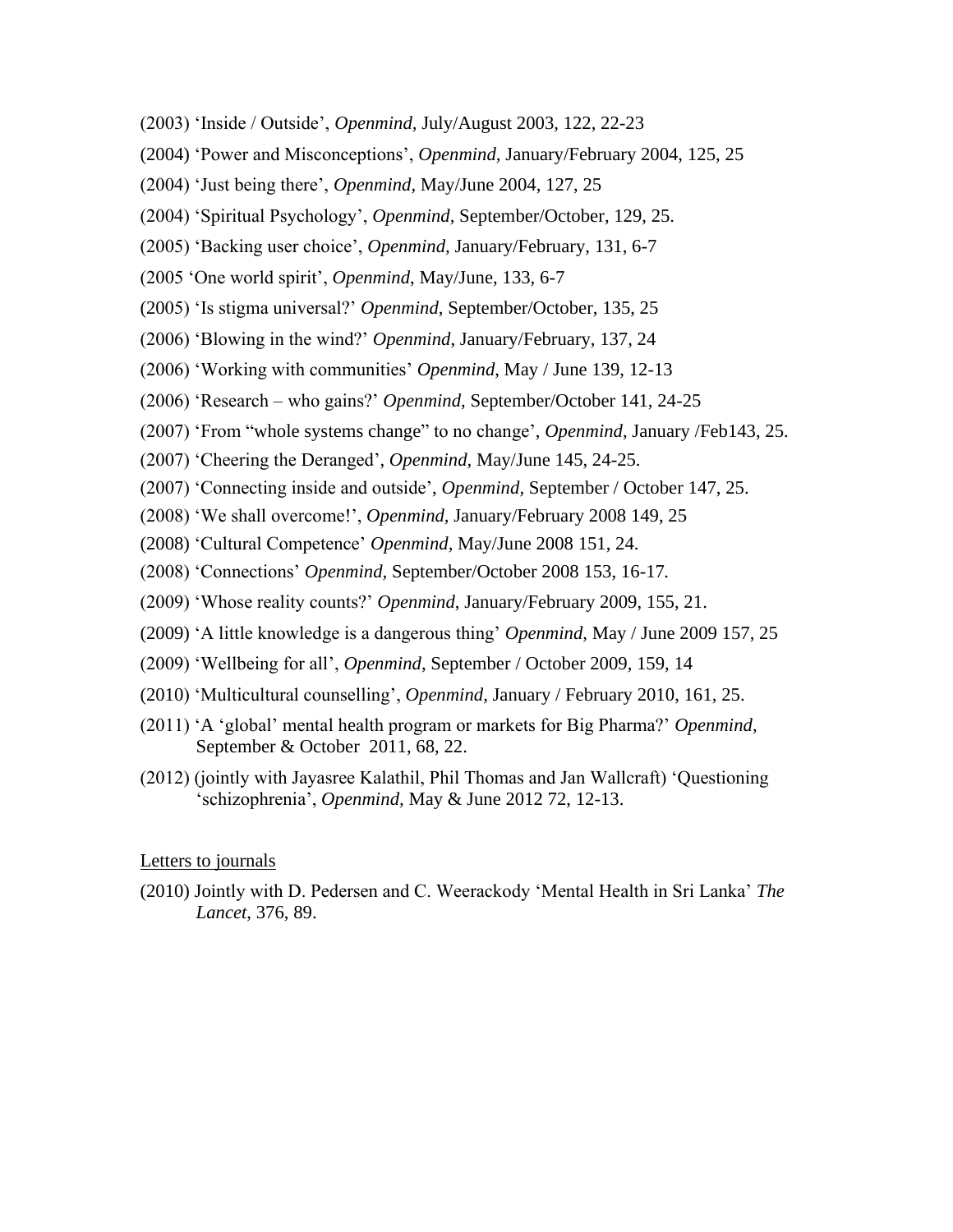(2003) 'Inside / Outside', *Openmind,* July/August 2003, 122, 22-23

(2004) 'Power and Misconceptions', *Openmind,* January/February 2004, 125, 25

(2004) 'Just being there', *Openmind,* May/June 2004, 127, 25

(2004) 'Spiritual Psychology', *Openmind,* September/October, 129, 25.

(2005) 'Backing user choice', *Openmind,* January/February, 131, 6-7

(2005 'One world spirit', *Openmind,* May/June, 133, 6-7

(2005) 'Is stigma universal?' *Openmind*, September/October, 135, 25

(2006) 'Blowing in the wind?' *Openmind*, January/February, 137, 24

(2006) 'Working with communities' *Openmind*, May / June 139, 12-13

(2006) 'Research – who gains?' *Openmind*, September/October 141, 24-25

(2007) 'From "whole systems change" to no change', *Openmind*, January /Feb143, 25.

(2007) 'Cheering the Deranged', *Openmind,* May/June 145, 24-25.

(2007) 'Connecting inside and outside', *Openmind,* September / October 147, 25.

(2008) 'We shall overcome!', *Openmind,* January/February 2008 149, 25

(2008) 'Cultural Competence' *Openmind,* May/June 2008 151, 24.

(2008) 'Connections' *Openmind,* September/October 2008 153, 16-17.

(2009) 'Whose reality counts?' *Openmind*, January/February 2009, 155, 21.

(2009) 'A little knowledge is a dangerous thing' *Openmind,* May / June 2009 157, 25

(2009) 'Wellbeing for all', *Openmind*, September / October 2009, 159, 14

(2010) 'Multicultural counselling', *Openmind,* January / February 2010, 161, 25.

(2011) 'A 'global' mental health program or markets for Big Pharma?' *Openmind,* September & October 2011, 68, 22.

(2012) (jointly with Jayasree Kalathil, Phil Thomas and Jan Wallcraft) 'Questioning 'schizophrenia', *Openmind,* May & June 2012 72, 12-13.

<u>Letters to journals</u>

(2010) Jointly with D. Pedersen and C. Weerackody 'Mental Health in Sri Lanka' *The Lancet*, 376, 89.